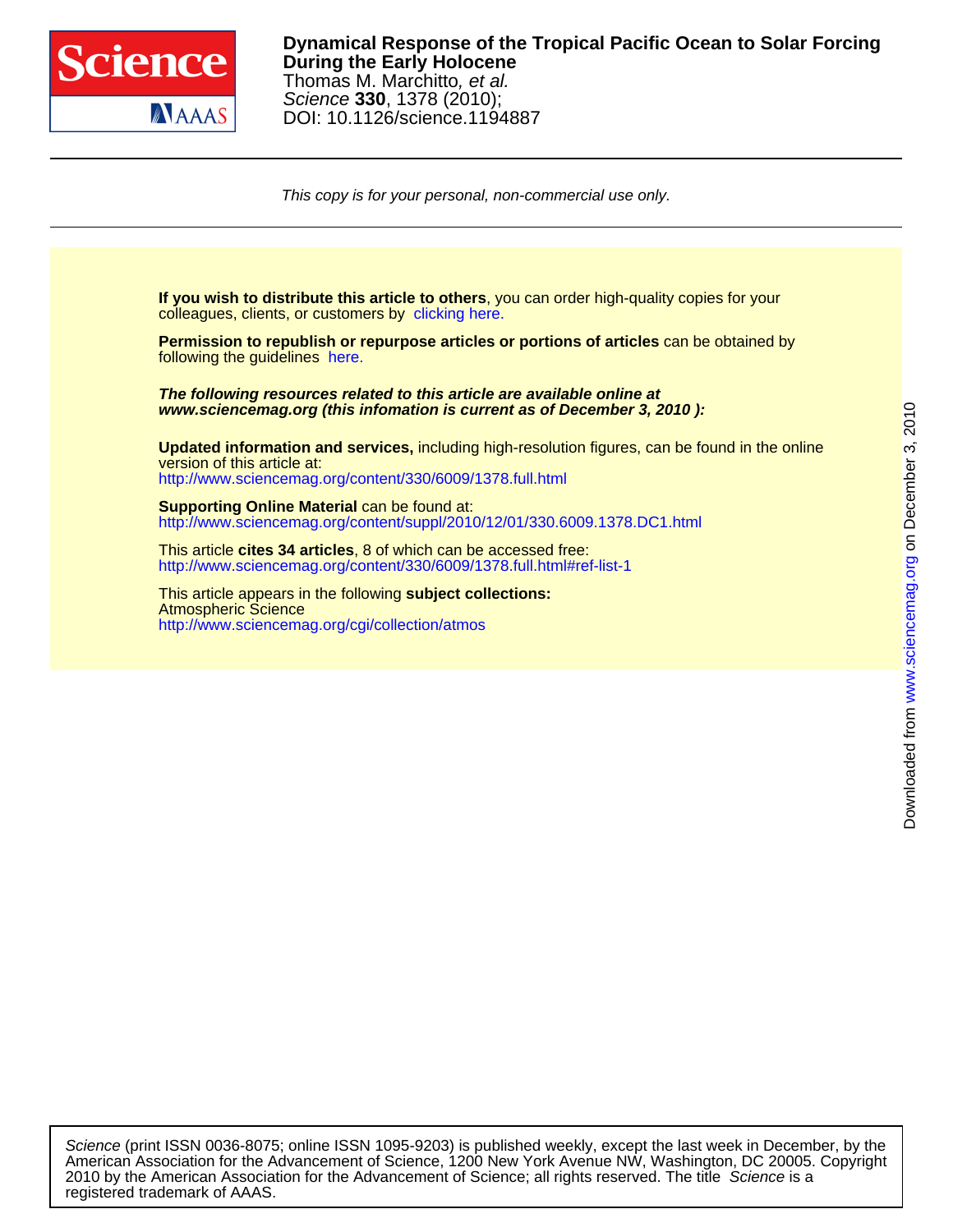# Dynamical Response of the Tropical Pacific Ocean to Solar Forcing During the Early Holocene

Thomas M. Marchitto, *et al.*

*Science* **330**, 1378 (2010);

DOI: 10.1126/science.1194887

*This copy is for your personal, non-commercial use only.*

**If you wish to distribute this article to others**, you can order high-quality copies for your colleagues, clients, or customers by clicking here.

**Permission to republish or repurpose articles or portions of articles** can be obtained by following the guidelines here.

***The following resources related to this article are available online at www.sciencemag.org (this infomation is current as of December 3, 2010 ):***

**Updated information and services,** including high-resolution figures, can be found in the online version of this article at:
http://www.sciencemag.org/content/330/6009/1378.full.html

**Supporting Online Material** can be found at:
http://www.sciencemag.org/content/suppl/2010/12/01/330.6009.1378.DC1.html

This article **cites 34 articles**, 8 of which can be accessed free:
http://www.sciencemag.org/content/330/6009/1378.full.html#ref-list-1

This article appears in the following **subject collections:**
Atmospheric Science
http://www.sciencemag.org/cgi/collection/atmos

*Science* (print ISSN 0036-8075; online ISSN 1095-9203) is published weekly, except the last week in December, by the American Association for the Advancement of Science, 1200 New York Avenue NW, Washington, DC 20005. Copyright 2010 by the American Association for the Advancement of Science; all rights reserved. The title *Science* is a registered trademark of AAAS.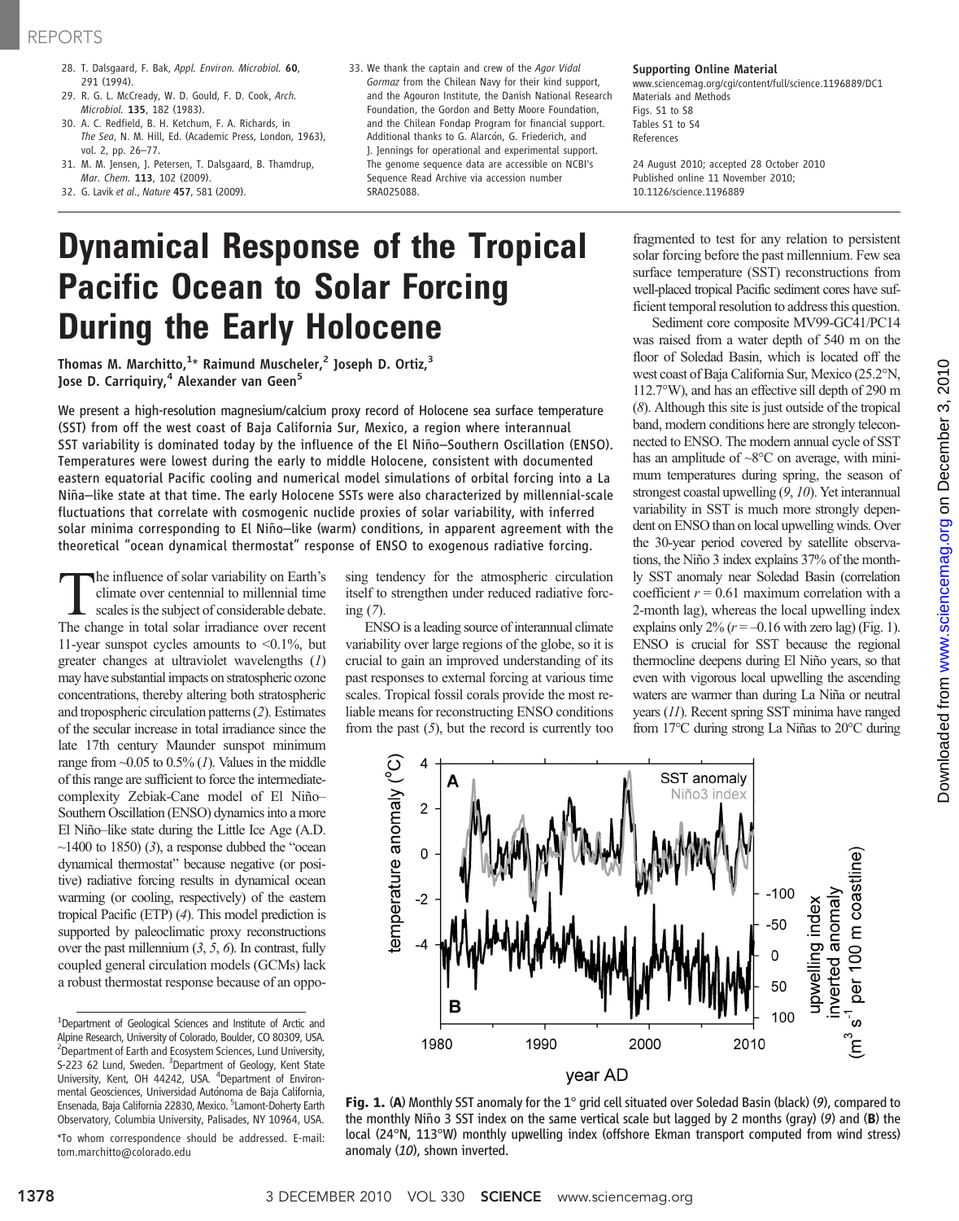28. T. Dalsgaard, F. Bak, *Appl. Environ. Microbiol.* **60**, 291 (1994).
29. R. G. L. McCready, W. D. Gould, F. D. Cook, *Arch. Microbiol.* **135**, 182 (1983).
30. A. C. Redfield, B. H. Ketchum, F. A. Richards, in *The Sea*, N. M. Hill, Ed. (Academic Press, London, 1963), vol. 2, pp. 26–77.
31. M. M. Jensen, J. Petersen, T. Dalsgaard, B. Thamdrup, *Mar. Chem.* **113**, 102 (2009).
32. G. Lavik *et al.*, *Nature* **457**, 581 (2009).
33. We thank the captain and crew of the *Agor Vidal Gormaz* from the Chilean Navy for their kind support, and the Agouron Institute, the Danish National Research Foundation, the Gordon and Betty Moore Foundation, and the Chilean Fondap Program for financial support. Additional thanks to G. Alarcón, G. Friederich, and J. Jennings for operational and experimental support. The genome sequence data are accessible on NCBI's Sequence Read Archive via accession number SRA025088.

**Supporting Online Material**
www.sciencemag.org/cgi/content/full/science.1196889/DC1
Materials and Methods
Figs. S1 to S8
Tables S1 to S4
References

24 August 2010; accepted 28 October 2010
Published online 11 November 2010;
10.1126/science.1196889

# Dynamical Response of the Tropical Pacific Ocean to Solar Forcing During the Early Holocene

**Thomas M. Marchitto,[1]* Raimund Muscheler,[2] Joseph D. Ortiz,[3] Jose D. Carriquiry,[4] Alexander van Geen[5]**

We present a high-resolution magnesium/calcium proxy record of Holocene sea surface temperature (SST) from off the west coast of Baja California Sur, Mexico, a region where interannual SST variability is dominated today by the influence of the El Niño–Southern Oscillation (ENSO). Temperatures were lowest during the early to middle Holocene, consistent with documented eastern equatorial Pacific cooling and numerical model simulations of orbital forcing into a La Niña–like state at that time. The early Holocene SSTs were also characterized by millennial-scale fluctuations that correlate with cosmogenic nuclide proxies of solar variability, with inferred solar minima corresponding to El Niño–like (warm) conditions, in apparent agreement with the theoretical "ocean dynamical thermostat" response of ENSO to exogenous radiative forcing.

The influence of solar variability on Earth's climate over centennial to millennial time scales is the subject of considerable debate. The change in total solar irradiance over recent 11-year sunspot cycles amounts to <0.1%, but greater changes at ultraviolet wavelengths (*1*) may have substantial impacts on stratospheric ozone concentrations, thereby altering both stratospheric and tropospheric circulation patterns (*2*). Estimates of the secular increase in total irradiance since the late 17th century Maunder sunspot minimum range from ~0.05 to 0.5% (*1*). Values in the middle of this range are sufficient to force the intermediate-complexity Zebiak-Cane model of El Niño–Southern Oscillation (ENSO) dynamics into a more El Niño–like state during the Little Ice Age (A.D. ~1400 to 1850) (*3*), a response dubbed the "ocean dynamical thermostat" because negative (or positive) radiative forcing results in dynamical ocean warming (or cooling, respectively) of the eastern tropical Pacific (ETP) (*4*). This model prediction is supported by paleoclimatic proxy reconstructions over the past millennium (*3*, *5*, *6*). In contrast, fully coupled general circulation models (GCMs) lack a robust thermostat response because of an opposing tendency for the atmospheric circulation itself to strengthen under reduced radiative forcing (*7*).

ENSO is a leading source of interannual climate variability over large regions of the globe, so it is crucial to gain an improved understanding of its past responses to external forcing at various time scales. Tropical fossil corals provide the most reliable means for reconstructing ENSO conditions from the past (*5*), but the record is currently too fragmented to test for any relation to persistent solar forcing before the past millennium. Few sea surface temperature (SST) reconstructions from well-placed tropical Pacific sediment cores have sufficient temporal resolution to address this question.

Sediment core composite MV99-GC41/PC14 was raised from a water depth of 540 m on the floor of Soledad Basin, which is located off the west coast of Baja California Sur, Mexico (25.2°N, 112.7°W), and has an effective sill depth of 290 m (*8*). Although this site is just outside of the tropical band, modern conditions here are strongly teleconnected to ENSO. The modern annual cycle of SST has an amplitude of ~8°C on average, with minimum temperatures during spring, the season of strongest coastal upwelling (*9*, *10*). Yet interannual variability in SST is much more strongly dependent on ENSO than on local upwelling winds. Over the 30-year period covered by satellite observations, the Niño 3 index explains 37% of the monthly SST anomaly near Soledad Basin (correlation coefficient $r = 0.61$ maximum correlation with a 2-month lag), whereas the local upwelling index explains only 2% ($r = -0.16$ with zero lag) (Fig. 1). ENSO is crucial for SST because the regional thermocline deepens during El Niño years, so that even with vigorous local upwelling the ascending waters are warmer than during La Niña or neutral years (*11*). Recent spring SST minima have ranged from 17°C during strong La Niñas to 20°C during

**Fig. 1.** (**A**) Monthly SST anomaly for the 1° grid cell situated over Soledad Basin (black) (*9*), compared to the monthly Niño 3 SST index on the same vertical scale but lagged by 2 months (gray) (*9*) and (**B**) the local (24°N, 113°W) monthly upwelling index (offshore Ekman transport computed from wind stress) anomaly (*10*), shown inverted.

[1]Department of Geological Sciences and Institute of Arctic and Alpine Research, University of Colorado, Boulder, CO 80309, USA. [2]Department of Earth and Ecosystem Sciences, Lund University, S-223 62 Lund, Sweden. [3]Department of Geology, Kent State University, Kent, OH 44242, USA. [4]Department of Environmental Geosciences, Universidad Autónoma de Baja California, Ensenada, Baja California 22830, Mexico. [5]Lamont-Doherty Earth Observatory, Columbia University, Palisades, NY 10964, USA.

*To whom correspondence should be addressed. E-mail: tom.marchitto@colorado.edu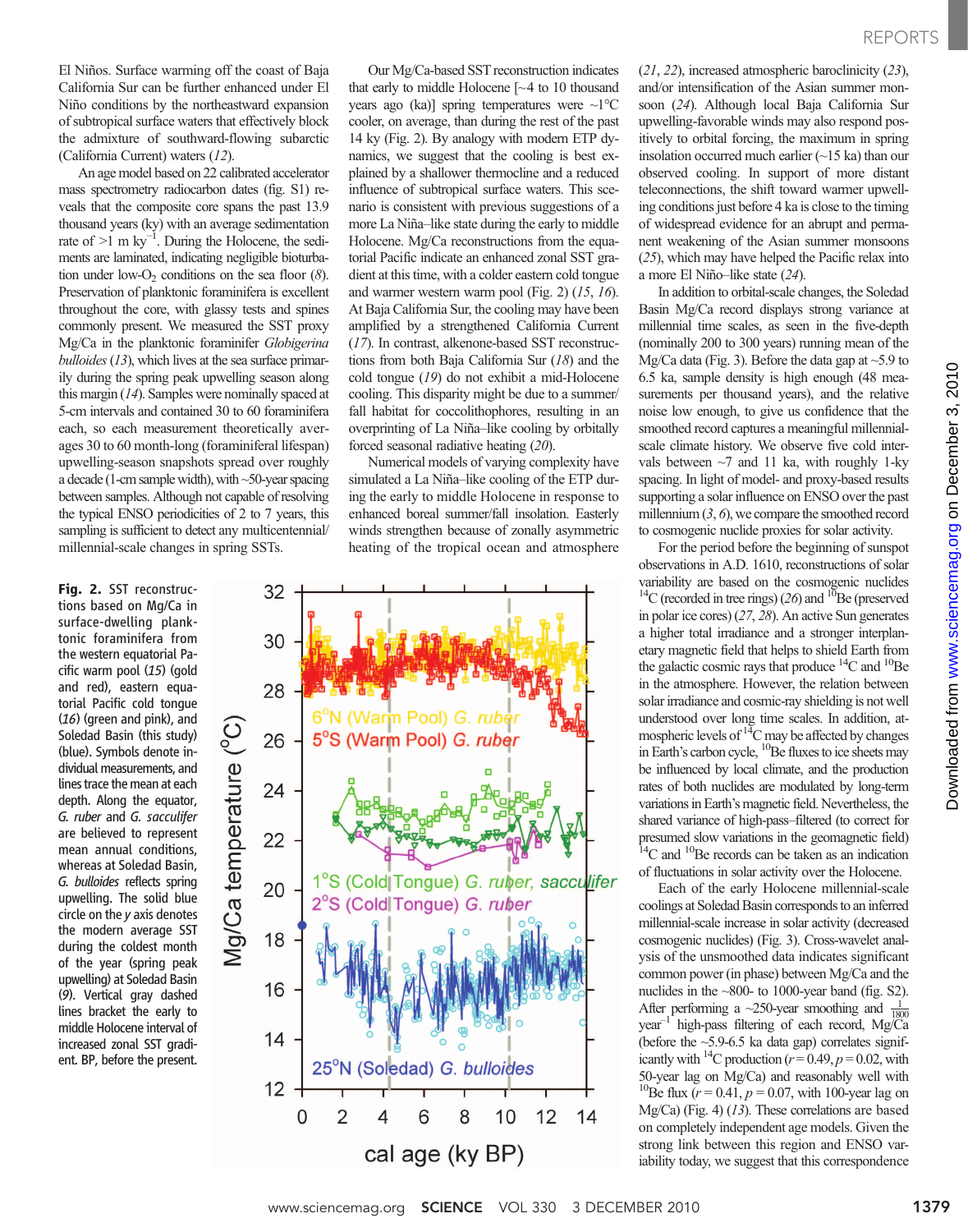El Niños. Surface warming off the coast of Baja California Sur can be further enhanced under El Niño conditions by the northeastward expansion of subtropical surface waters that effectively block the admixture of southward-flowing subarctic (California Current) waters (12).

An age model based on 22 calibrated accelerator mass spectrometry radiocarbon dates (fig. S1) reveals that the composite core spans the past 13.9 thousand years (ky) with an average sedimentation rate of >1 m $ky^{-1}$. During the Holocene, the sediments are laminated, indicating negligible bioturbation under low-$O_2$ conditions on the sea floor (8). Preservation of planktonic foraminifera is excellent throughout the core, with glassy tests and spines commonly present. We measured the SST proxy Mg/Ca in the planktonic foraminifer *Globigerina bulloides* (13), which lives at the sea surface primarily during the spring peak upwelling season along this margin (14). Samples were nominally spaced at 5-cm intervals and contained 30 to 60 foraminifera each, so each measurement theoretically averages 30 to 60 month-long (foraminiferal lifespan) upwelling-season snapshots spread over roughly a decade (1-cm sample width), with ~50-year spacing between samples. Although not capable of resolving the typical ENSO periodicities of 2 to 7 years, this sampling is sufficient to detect any multicentennial/millennial-scale changes in spring SSTs.

Our Mg/Ca-based SST reconstruction indicates that early to middle Holocene [~4 to 10 thousand years ago (ka)] spring temperatures were ~1°C cooler, on average, than during the rest of the past 14 ky (Fig. 2). By analogy with modern ETP dynamics, we suggest that the cooling is best explained by a shallower thermocline and a reduced influence of subtropical surface waters. This scenario is consistent with previous suggestions of a more La Niña–like state during the early to middle Holocene. Mg/Ca reconstructions from the equatorial Pacific indicate an enhanced zonal SST gradient at this time, with a colder eastern cold tongue and warmer western warm pool (Fig. 2) (15, 16). At Baja California Sur, the cooling may have been amplified by a strengthened California Current (17). In contrast, alkenone-based SST reconstructions from both Baja California Sur (18) and the cold tongue (19) do not exhibit a mid-Holocene cooling. This disparity might be due to a summer/fall habitat for coccolithophores, resulting in an overprinting of La Niña–like cooling by orbitally forced seasonal radiative heating (20).

Numerical models of varying complexity have simulated a La Niña–like cooling of the ETP during the early to middle Holocene in response to enhanced boreal summer/fall insolation. Easterly winds strengthen because of zonally asymmetric heating of the tropical ocean and atmosphere (21, 22), increased atmospheric baroclinicity (23), and/or intensification of the Asian summer monsoon (24). Although local Baja California Sur upwelling-favorable winds may also respond positively to orbital forcing, the maximum in spring insolation occurred much earlier (~15 ka) than our observed cooling. In support of more distant teleconnections, the shift toward warmer upwelling conditions just before 4 ka is close to the timing of widespread evidence for an abrupt and permanent weakening of the Asian summer monsoons (25), which may have helped the Pacific relax into a more El Niño–like state (24).

In addition to orbital-scale changes, the Soledad Basin Mg/Ca record displays strong variance at millennial time scales, as seen in the five-depth (nominally 200 to 300 years) running mean of the Mg/Ca data (Fig. 3). Before the data gap at ~5.9 to 6.5 ka, sample density is high enough (48 measurements per thousand years), and the relative noise low enough, to give us confidence that the smoothed record captures a meaningful millennial-scale climate history. We observe five cold intervals between ~7 and 11 ka, with roughly 1-ky spacing. In light of model- and proxy-based results supporting a solar influence on ENSO over the past millennium (3, 6), we compare the smoothed record to cosmogenic nuclide proxies for solar activity.

For the period before the beginning of sunspot observations in A.D. 1610, reconstructions of solar variability are based on the cosmogenic nuclides $^{14}C$ (recorded in tree rings) (26) and $^{10}Be$ (preserved in polar ice cores) (27, 28). An active Sun generates a higher total irradiance and a stronger interplanetary magnetic field that helps to shield Earth from the galactic cosmic rays that produce $^{14}C$ and $^{10}Be$ in the atmosphere. However, the relation between solar irradiance and cosmic-ray shielding is not well understood over long time scales. In addition, atmospheric levels of $^{14}C$ may be affected by changes in Earth's carbon cycle, $^{10}Be$ fluxes to ice sheets may be influenced by local climate, and the production rates of both nuclides are modulated by long-term variations in Earth's magnetic field. Nevertheless, the shared variance of high-pass–filtered (to correct for presumed slow variations in the geomagnetic field) $^{14}C$ and $^{10}Be$ records can be taken as an indication of fluctuations in solar activity over the Holocene.

Each of the early Holocene millennial-scale coolings at Soledad Basin corresponds to an inferred millennial-scale increase in solar activity (decreased cosmogenic nuclides) (Fig. 3). Cross-wavelet analysis of the unsmoothed data indicates significant common power (in phase) between Mg/Ca and the nuclides in the ~800- to 1000-year band (fig. S2). After performing a ~250-year smoothing and $\frac{1}{1800}$ $year^{-1}$ high-pass filtering of each record, Mg/Ca (before the ~5.9-6.5 ka data gap) correlates significantly with $^{14}C$ production ($r = 0.49$, $p = 0.02$, with 50-year lag on Mg/Ca) and reasonably well with $^{10}Be$ flux ($r = 0.41$, $p = 0.07$, with 100-year lag on Mg/Ca) (Fig. 4) (13). These correlations are based on completely independent age models. Given the strong link between this region and ENSO variability today, we suggest that this correspondence

**Fig. 2.** SST reconstructions based on Mg/Ca in surface-dwelling planktonic foraminifera from the western equatorial Pacific warm pool (15) (gold and red), eastern equatorial Pacific cold tongue (16) (green and pink), and Soledad Basin (this study) (blue). Symbols denote individual measurements, and lines trace the mean at each depth. Along the equator, *G. ruber* and *G. sacculifer* are believed to represent mean annual conditions, whereas at Soledad Basin, *G. bulloides* reflects spring upwelling. The solid blue circle on the *y* axis denotes the modern average SST during the coldest month of the year (spring peak upwelling) at Soledad Basin (9). Vertical gray dashed lines bracket the early to middle Holocene interval of increased zonal SST gradient. BP, before the present.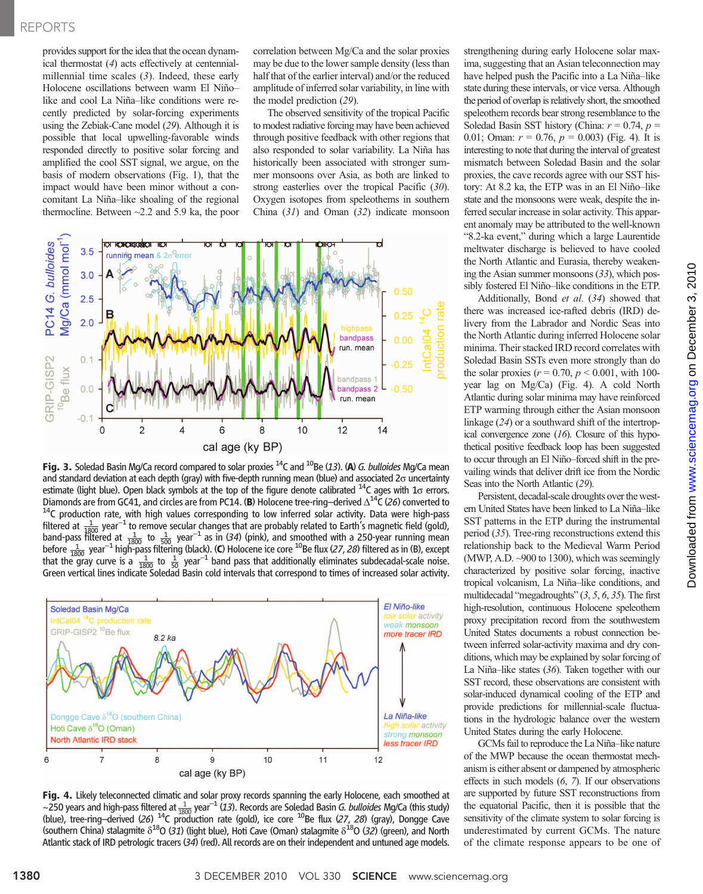provides support for the idea that the ocean dynamical thermostat (4) acts effectively at centennial-millennial time scales (3). Indeed, these early Holocene oscillations between warm El Niño–like and cool La Niña–like conditions were recently predicted by solar-forcing experiments using the Zebiak-Cane model (29). Although it is possible that local upwelling-favorable winds responded directly to positive solar forcing and amplified the cool SST signal, we argue, on the basis of modern observations (Fig. 1), that the impact would have been minor without a concomitant La Niña–like shoaling of the regional thermocline. Between ~2.2 and 5.9 ka, the poor correlation between Mg/Ca and the solar proxies may be due to the lower sample density (less than half that of the earlier interval) and/or the reduced amplitude of inferred solar variability, in line with the model prediction (29).

The observed sensitivity of the tropical Pacific to modest radiative forcing may have been achieved through positive feedback with other regions that also responded to solar variability. La Niña has historically been associated with stronger summer monsoons over Asia, as both are linked to strong easterlies over the tropical Pacific (30). Oxygen isotopes from speleothems in southern China (31) and Oman (32) indicate monsoon strengthening during early Holocene solar maxima, suggesting that an Asian teleconnection may have helped push the Pacific into a La Niña–like state during these intervals, or vice versa. Although the period of overlap is relatively short, the smoothed speleothem records bear strong resemblance to the Soledad Basin SST history (China: $r = 0.74$, $p = 0.01$; Oman: $r = 0.76$, $p = 0.003$) (Fig. 4). It is interesting to note that during the interval of greatest mismatch between Soledad Basin and the solar proxies, the cave records agree with our SST history: At 8.2 ka, the ETP was in an El Niño–like state and the monsoons were weak, despite the inferred secular increase in solar activity. This apparent anomaly may be attributed to the well-known "8.2-ka event," during which a large Laurentide meltwater discharge is believed to have cooled the North Atlantic and Eurasia, thereby weakening the Asian summer monsoons (33), which possibly fostered El Niño–like conditions in the ETP.

Additionally, Bond *et al.* (34) showed that there was increased ice-rafted debris (IRD) delivery from the Labrador and Nordic Seas into the North Atlantic during inferred Holocene solar minima. Their stacked IRD record correlates with Soledad Basin SSTs even more strongly than do the solar proxies ($r = 0.70$, $p < 0.001$, with 100-year lag on Mg/Ca) (Fig. 4). A cold North Atlantic during solar minima may have reinforced ETP warming through either the Asian monsoon linkage (24) or a southward shift of the intertropical convergence zone (16). Closure of this hypothetical positive feedback loop has been suggested to occur through an El Niño–forced shift in the prevailing winds that deliver drift ice from the Nordic Seas into the North Atlantic (29).

Persistent, decadal-scale droughts over the western United States have been linked to La Niña–like SST patterns in the ETP during the instrumental period (35). Tree-ring reconstructions extend this relationship back to the Medieval Warm Period (MWP, A.D. ~900 to 1300), which was seemingly characterized by positive solar forcing, inactive tropical volcanism, La Niña–like conditions, and multidecadal "megadroughts" (3, 5, 6, 35). The first high-resolution, continuous Holocene speleothem proxy precipitation record from the southwestern United States documents a robust connection between inferred solar-activity maxima and dry conditions, which may be explained by solar forcing of La Niña–like states (36). Taken together with our SST record, these observations are consistent with solar-induced dynamical cooling of the ETP and provide predictions for millennial-scale fluctuations in the hydrologic balance over the western United States during the early Holocene.

GCMs fail to reproduce the La Niña–like nature of the MWP because the ocean thermostat mechanism is either absent or dampened by atmospheric effects in such models (6, 7). If our observations are supported by future SST reconstructions from the equatorial Pacific, then it is possible that the sensitivity of the climate system to solar forcing is underestimated by current GCMs. The nature of the climate response appears to be one of

**Fig. 3.** Soledad Basin Mg/Ca record compared to solar proxies $^{14}C$ and $^{10}Be$ (13). (**A**) *G. bulloides* Mg/Ca mean and standard deviation at each depth (gray) with five-depth running mean (blue) and associated 2σ uncertainty estimate (light blue). Open black symbols at the top of the figure denote calibrated $^{14}C$ ages with 1σ errors. Diamonds are from GC41, and circles are from PC14. (**B**) Holocene tree-ring–derived $\Delta^{14}C$ (26) converted to $^{14}C$ production rate, with high values corresponding to low inferred solar activity. Data were high-pass filtered at $\frac{1}{1800}$ year$^{-1}$ to remove secular changes that are probably related to Earth's magnetic field (gold), band-pass filtered at $\frac{1}{1800}$ to $\frac{1}{500}$ year$^{-1}$ as in (34) (pink), and smoothed with a 250-year running mean before $\frac{1}{1800}$ year$^{-1}$ high-pass filtering (black). (**C**) Holocene ice core $^{10}Be$ flux (27, 28) filtered as in (B), except that the gray curve is a $\frac{1}{1800}$ to $\frac{1}{50}$ year$^{-1}$ band pass that additionally eliminates subdecadal-scale noise. Green vertical lines indicate Soledad Basin cold intervals that correspond to times of increased solar activity.

**Fig. 4.** Likely teleconnected climatic and solar proxy records spanning the early Holocene, each smoothed at ~250 years and high-pass filtered at $\frac{1}{1800}$ year$^{-1}$ (13). Records are Soledad Basin *G. bulloides* Mg/Ca (this study) (blue), tree-ring–derived (26) $^{14}C$ production rate (gold), ice core $^{10}Be$ flux (27, 28) (gray), Dongge Cave (southern China) stalagmite $\delta^{18}O$ (31) (light blue), Hoti Cave (Oman) stalagmite $\delta^{18}O$ (32) (green), and North Atlantic stack of IRD petrologic tracers (34) (red). All records are on their independent and untuned age models.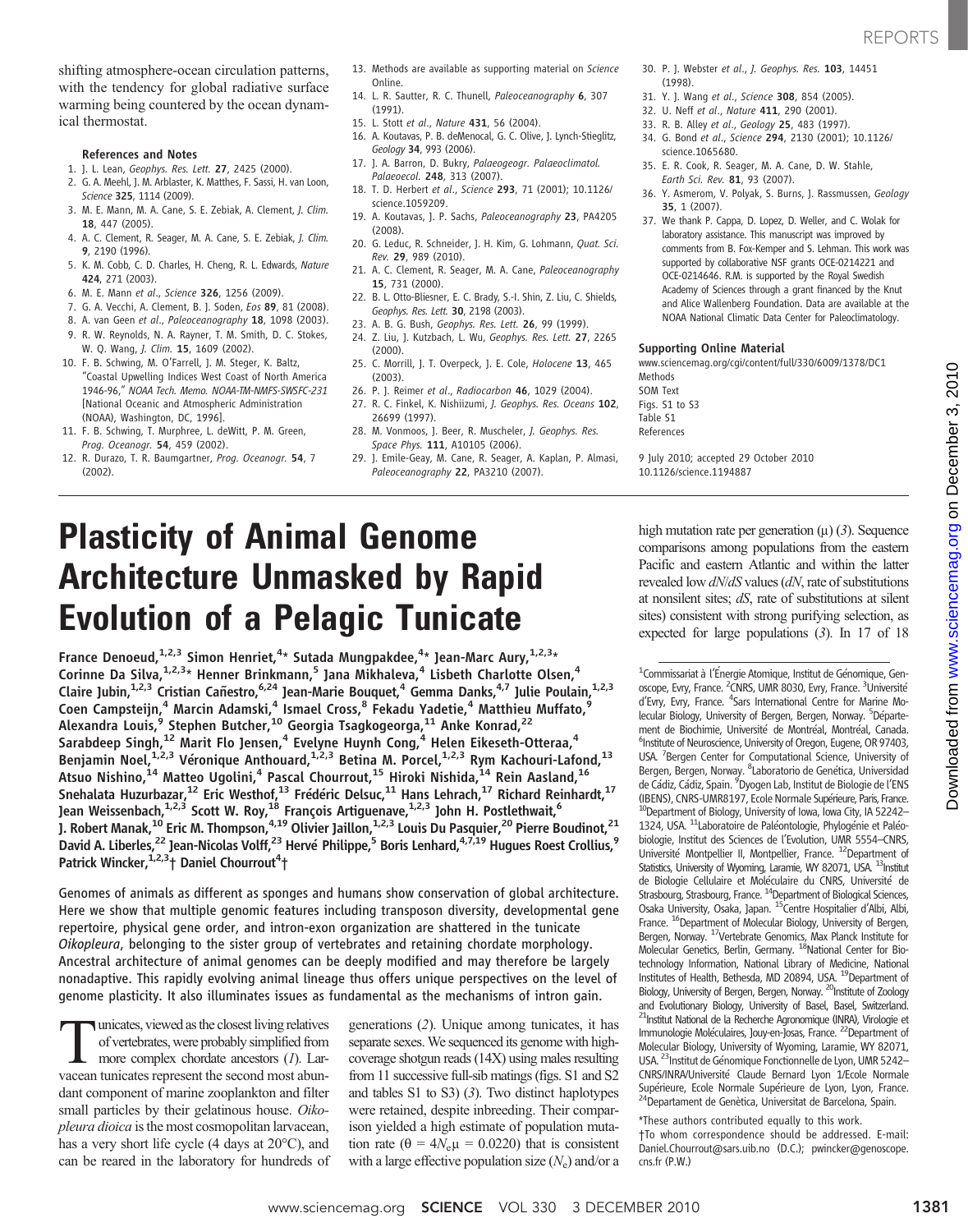shifting atmosphere-ocean circulation patterns, with the tendency for global radiative surface warming being countered by the ocean dynamical thermostat.

### References and Notes

1. J. L. Lean, *Geophys. Res. Lett.* **27**, 2425 (2000).
2. G. A. Meehl, J. M. Arblaster, K. Matthes, F. Sassi, H. van Loon, *Science* **325**, 1114 (2009).
3. M. E. Mann, M. A. Cane, S. E. Zebiak, A. Clement, *J. Clim.* **18**, 447 (2005).
4. A. C. Clement, R. Seager, M. A. Cane, S. E. Zebiak, *J. Clim.* **9**, 2190 (1996).
5. K. M. Cobb, C. D. Charles, H. Cheng, R. L. Edwards, *Nature* **424**, 271 (2003).
6. M. E. Mann *et al.*, *Science* **326**, 1256 (2009).
7. G. A. Vecchi, A. Clement, B. J. Soden, *Eos* **89**, 81 (2008).
8. A. van Geen *et al.*, *Paleoceanography* **18**, 1098 (2003).
9. R. W. Reynolds, N. A. Rayner, T. M. Smith, D. C. Stokes, W. Q. Wang, *J. Clim.* **15**, 1609 (2002).
10. F. B. Schwing, M. O'Farrell, J. M. Steger, K. Baltz, "Coastal Upwelling Indices West Coast of North America 1946-96," *NOAA Tech. Memo. NOAA-TM-NMFS-SWSFC-231* [National Oceanic and Atmospheric Administration (NOAA), Washington, DC, 1996].
11. F. B. Schwing, T. Murphree, L. deWitt, P. M. Green, *Prog. Oceanogr.* **54**, 459 (2002).
12. R. Durazo, T. R. Baumgartner, *Prog. Oceanogr.* **54**, 7 (2002).
13. Methods are available as supporting material on *Science* Online.
14. L. R. Sautter, R. C. Thunell, *Paleoceanography* **6**, 307 (1991).
15. L. Stott *et al.*, *Nature* **431**, 56 (2004).
16. A. Koutavas, P. B. deMenocal, G. C. Olive, J. Lynch-Stieglitz, *Geology* **34**, 993 (2006).
17. J. A. Barron, D. Bukry, *Palaeogeogr. Palaeoclimatol. Palaeoecol.* **248**, 313 (2007).
18. T. D. Herbert *et al.*, *Science* **293**, 71 (2001); 10.1126/science.1059209.
19. A. Koutavas, J. P. Sachs, *Paleoceanography* **23**, PA4205 (2008).
20. G. Leduc, R. Schneider, J. H. Kim, G. Lohmann, *Quat. Sci. Rev.* **29**, 989 (2010).
21. A. C. Clement, R. Seager, M. A. Cane, *Paleoceanography* **15**, 731 (2000).
22. B. L. Otto-Bliesner, E. C. Brady, S.-I. Shin, Z. Liu, C. Shields, *Geophys. Res. Lett.* **30**, 2198 (2003).
23. A. B. G. Bush, *Geophys. Res. Lett.* **26**, 99 (1999).
24. Z. Liu, J. Kutzbach, L. Wu, *Geophys. Res. Lett.* **27**, 2265 (2000).
25. C. Morrill, J. T. Overpeck, J. E. Cole, *Holocene* **13**, 465 (2003).
26. P. J. Reimer *et al.*, *Radiocarbon* **46**, 1029 (2004).
27. R. C. Finkel, K. Nishiizumi, *J. Geophys. Res. Oceans* **102**, 26699 (1997).
28. M. Vonmoos, J. Beer, R. Muscheler, *J. Geophys. Res. Space Phys.* **111**, A10105 (2006).
29. J. Emile-Geay, M. Cane, R. Seager, A. Kaplan, P. Almasi, *Paleoceanography* **22**, PA3210 (2007).
30. P. J. Webster *et al.*, *J. Geophys. Res.* **103**, 14451 (1998).
31. Y. J. Wang *et al.*, *Science* **308**, 854 (2005).
32. U. Neff *et al.*, *Nature* **411**, 290 (2001).
33. R. B. Alley *et al.*, *Geology* **25**, 483 (1997).
34. G. Bond *et al.*, *Science* **294**, 2130 (2001); 10.1126/science.1065680.
35. E. R. Cook, R. Seager, M. A. Cane, D. W. Stahle, *Earth Sci. Rev.* **81**, 93 (2007).
36. Y. Asmerom, V. Polyak, S. Burns, J. Rassmussen, *Geology* **35**, 1 (2007).
37. We thank P. Cappa, D. Lopez, D. Weller, and C. Wolak for laboratory assistance. This manuscript was improved by comments from B. Fox-Kemper and S. Lehman. This work was supported by collaborative NSF grants OCE-0214221 and OCE-0214646. R.M. is supported by the Royal Swedish Academy of Sciences through a grant financed by the Knut and Alice Wallenberg Foundation. Data are available at the NOAA National Climatic Data Center for Paleoclimatology.

### Supporting Online Material

www.sciencemag.org/cgi/content/full/330/6009/1378/DC1
Methods
SOM Text
Figs. S1 to S3
Table S1
References

9 July 2010; accepted 29 October 2010
10.1126/science.1194887

# Plasticity of Animal Genome Architecture Unmasked by Rapid Evolution of a Pelagic Tunicate

**France Denoeud,[1,2,3] Simon Henriet,[4]\* Sutada Mungpakdee,[4]\* Jean-Marc Aury,[1,2,3]\* Corinne Da Silva,[1,2,3]\* Henner Brinkmann,[5] Jana Mikhaleva,[4] Lisbeth Charlotte Olsen,[4] Claire Jubin,[1,2,3] Cristian Cañestro,[6,24] Jean-Marie Bouquet,[4] Gemma Danks,[4,7] Julie Poulain,[1,2,3] Coen Campsteijn,[4] Marcin Adamski,[4] Ismael Cross,[8] Fekadu Yadetie,[4] Matthieu Muffato,[9] Alexandra Louis,[9] Stephen Butcher,[10] Georgia Tsagkogeorga,[11] Anke Konrad,[22] Sarabdeep Singh,[12] Marit Flo Jensen,[4] Evelyne Huynh Cong,[4] Helen Eikeseth-Otteraa,[4] Benjamin Noel,[1,2,3] Véronique Anthouard,[1,2,3] Betina M. Porcel,[1,2,3] Rym Kachouri-Lafond,[13] Atsuo Nishino,[14] Matteo Ugolini,[4] Pascal Chourrout,[15] Hiroki Nishida,[14] Rein Aasland,[16] Snehalata Huzurbazar,[12] Eric Westhof,[13] Frédéric Delsuc,[11] Hans Lehrach,[17] Richard Reinhardt,[17] Jean Weissenbach,[1,2,3] Scott W. Roy,[18] François Artiguenave,[1,2,3] John H. Postlethwait,[6] J. Robert Manak,[10] Eric M. Thompson,[4,19] Olivier Jaillon,[1,2,3] Louis Du Pasquier,[20] Pierre Boudinot,[21] David A. Liberles,[22] Jean-Nicolas Volff,[23] Hervé Philippe,[5] Boris Lenhard,[4,7,19] Hugues Roest Crollius,[9] Patrick Wincker,[1,2,3]† Daniel Chourrout[4]†**

**Genomes of animals as different as sponges and humans show conservation of global architecture. Here we show that multiple genomic features including transposon diversity, developmental gene repertoire, physical gene order, and intron-exon organization are shattered in the tunicate *Oikopleura*, belonging to the sister group of vertebrates and retaining chordate morphology. Ancestral architecture of animal genomes can be deeply modified and may therefore be largely nonadaptive. This rapidly evolving animal lineage thus offers unique perspectives on the level of genome plasticity. It also illuminates issues as fundamental as the mechanisms of intron gain.**

Tunicates, viewed as the closest living relatives of vertebrates, were probably simplified from more complex chordate ancestors (*1*). Larvacean tunicates represent the second most abundant component of marine zooplankton and filter small particles by their gelatinous house. *Oikopleura dioica* is the most cosmopolitan larvacean, has a very short life cycle (4 days at 20°C), and can be reared in the laboratory for hundreds of generations (*2*). Unique among tunicates, it has separate sexes. We sequenced its genome with high-coverage shotgun reads (14X) using males resulting from 11 successive full-sib matings (figs. S1 and S2 and tables S1 to S3) (*3*). Two distinct haplotypes were retained, despite inbreeding. Their comparison yielded a high estimate of population mutation rate ($\theta = 4N_e\mu = 0.0220$) that is consistent with a large effective population size ($N_e$) and/or a high mutation rate per generation ($\mu$) (*3*). Sequence comparisons among populations from the eastern Pacific and eastern Atlantic and within the latter revealed low $dN/dS$ values ($dN$, rate of substitutions at nonsilent sites; $dS$, rate of substitutions at silent sites) consistent with strong purifying selection, as expected for large populations (*3*). In 17 of 18

[1]Commissariat à l'Énergie Atomique, Institut de Génomique, Genoscope, Evry, France. [2]CNRS, UMR 8030, Evry, France. [3]Université d'Evry, Evry, France. [4]Sars International Centre for Marine Molecular Biology, University of Bergen, Bergen, Norway. [5]Département de Biochimie, Université de Montréal, Montréal, Canada. [6]Institute of Neuroscience, University of Oregon, Eugene, OR 97403, USA. [7]Bergen Center for Computational Science, University of Bergen, Bergen, Norway. [8]Laboratorio de Genética, Universidad de Cádiz, Cádiz, Spain. [9]Dyogen Lab, Institut de Biologie de l'ENS (IBENS), CNRS-UMR8197, Ecole Normale Supérieure, Paris, France. [10]Department of Biology, University of Iowa, Iowa City, IA 52242–1324, USA. [11]Laboratoire de Paléontologie, Phylogénie et Paléobiologie, Institut des Sciences de l'Evolution, UMR 5554–CNRS, Université Montpellier II, Montpellier, France. [12]Department of Statistics, University of Wyoming, Laramie, WY 82071, USA. [13]Institut de Biologie Cellulaire et Moléculaire du CNRS, Université de Strasbourg, Strasbourg, France. [14]Department of Biological Sciences, Osaka University, Osaka, Japan. [15]Centre Hospitalier d'Albi, Albi, France. [16]Department of Molecular Biology, University of Bergen, Bergen, Norway. [17]Vertebrate Genomics, Max Planck Institute for Molecular Genetics, Berlin, Germany. [18]National Center for Biotechnology Information, National Library of Medicine, National Institutes of Health, Bethesda, MD 20894, USA. [19]Department of Biology, University of Bergen, Bergen, Norway. [20]Institute of Zoology and Evolutionary Biology, University of Basel, Basel, Switzerland. [21]Institut National de la Recherche Agronomique (INRA), Virologie et Immunologie Moléculaires, Jouy-en-Josas, France. [22]Department of Molecular Biology, University of Wyoming, Laramie, WY 82071, USA. [23]Institut de Génomique Fonctionnelle de Lyon, UMR 5242–CNRS/INRA/Université Claude Bernard Lyon 1/Ecole Normale Supérieure, Ecole Normale Supérieure de Lyon, Lyon, France. [24]Departament de Genètica, Universitat de Barcelona, Spain.

\*These authors contributed equally to this work.
†To whom correspondence should be addressed. E-mail: Daniel.Chourrout@sars.uib.no (D.C.); pwincker@genoscope.cns.fr (P.W.)